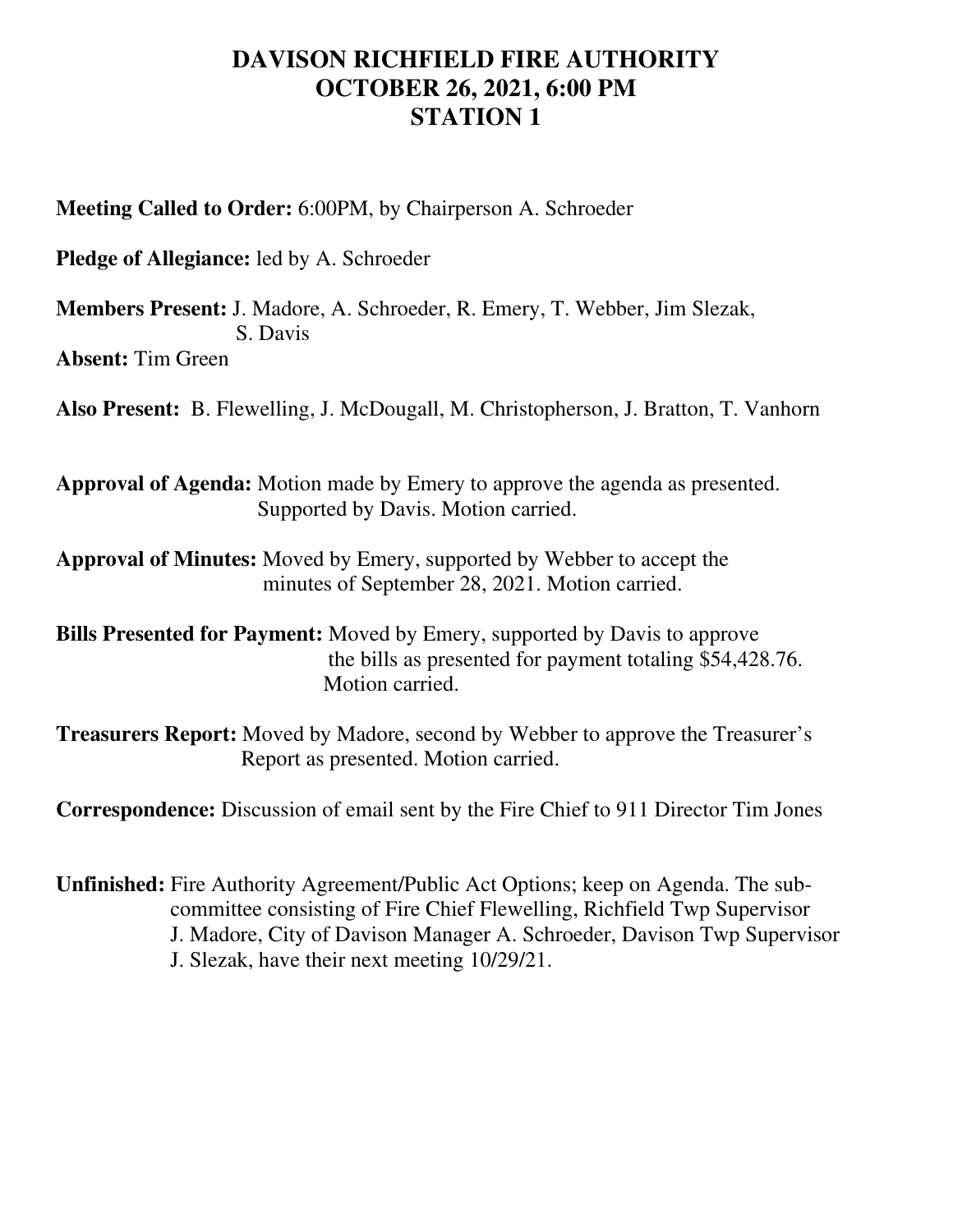# DAVISON RICHFIELD FIRE AUTHORITY
# OCTOBER 26, 2021, 6:00 PM
# STATION 1

**Meeting Called to Order:** 6:00PM, by Chairperson A. Schroeder

**Pledge of Allegiance:** led by A. Schroeder

**Members Present:** J. Madore, A. Schroeder, R. Emery, T. Webber, Jim Slezak, S. Davis

**Absent:** Tim Green

**Also Present:** B. Flewelling, J. McDougall, M. Christopherson, J. Bratton, T. Vanhorn

**Approval of Agenda:** Motion made by Emery to approve the agenda as presented. Supported by Davis. Motion carried.

**Approval of Minutes:** Moved by Emery, supported by Webber to accept the minutes of September 28, 2021. Motion carried.

**Bills Presented for Payment:** Moved by Emery, supported by Davis to approve the bills as presented for payment totaling $54,428.76. Motion carried.

**Treasurers Report:** Moved by Madore, second by Webber to approve the Treasurer's Report as presented. Motion carried.

**Correspondence:** Discussion of email sent by the Fire Chief to 911 Director Tim Jones

**Unfinished:** Fire Authority Agreement/Public Act Options; keep on Agenda. The sub-committee consisting of Fire Chief Flewelling, Richfield Twp Supervisor J. Madore, City of Davison Manager A. Schroeder, Davison Twp Supervisor J. Slezak, have their next meeting 10/29/21.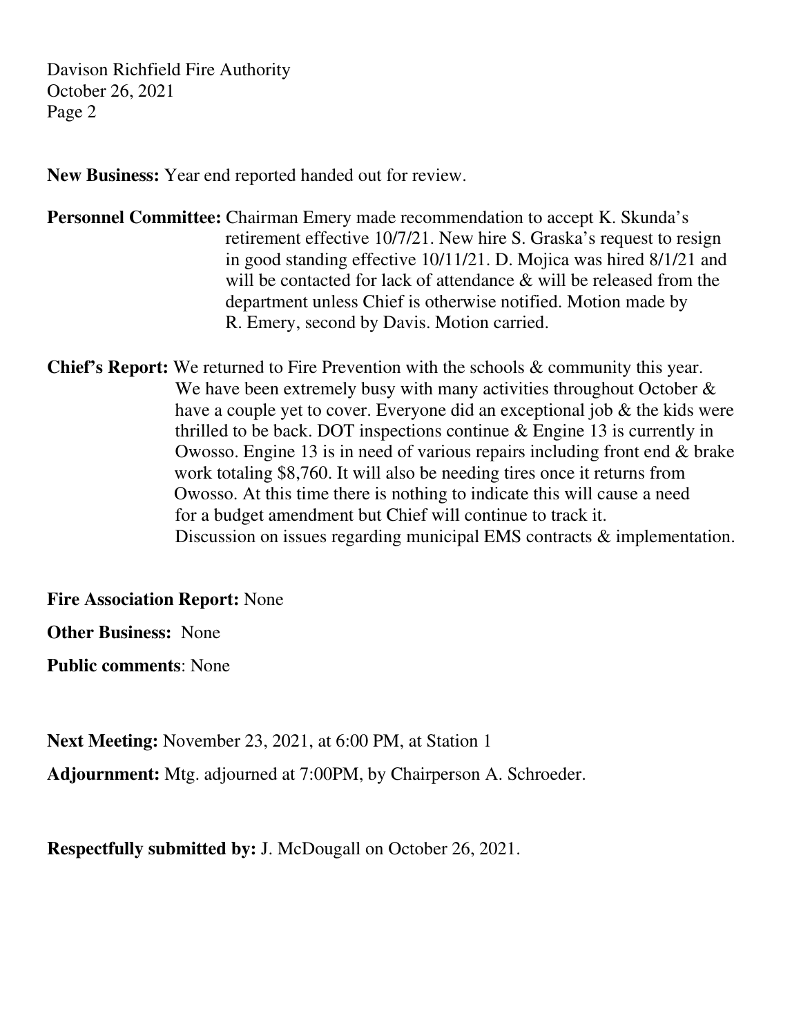**New Business:** Year end reported handed out for review.

**Personnel Committee:** Chairman Emery made recommendation to accept K. Skunda's retirement effective 10/7/21. New hire S. Graska's request to resign in good standing effective 10/11/21. D. Mojica was hired 8/1/21 and will be contacted for lack of attendance & will be released from the department unless Chief is otherwise notified. Motion made by R. Emery, second by Davis. Motion carried.

**Chief's Report:** We returned to Fire Prevention with the schools & community this year. We have been extremely busy with many activities throughout October & have a couple yet to cover. Everyone did an exceptional job & the kids were thrilled to be back. DOT inspections continue & Engine 13 is currently in Owosso. Engine 13 is in need of various repairs including front end & brake work totaling $8,760. It will also be needing tires once it returns from Owosso. At this time there is nothing to indicate this will cause a need for a budget amendment but Chief will continue to track it. Discussion on issues regarding municipal EMS contracts & implementation.

**Fire Association Report:** None

**Other Business:** None

**Public comments**: None

**Next Meeting:** November 23, 2021, at 6:00 PM, at Station 1

**Adjournment:** Mtg. adjourned at 7:00PM, by Chairperson A. Schroeder.

**Respectfully submitted by:** J. McDougall on October 26, 2021.